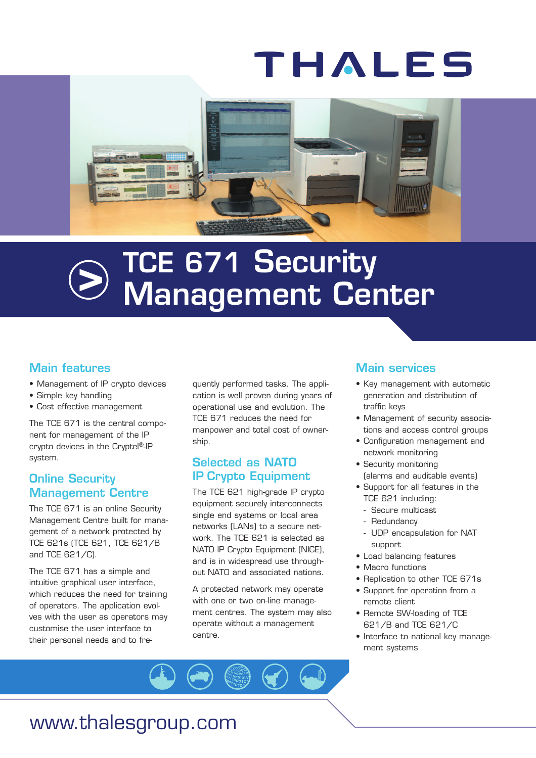THALES

# TCE 671 Security Management Center

## Main features

- Management of IP crypto devices
- Simple key handling
- Cost effective management

The TCE 671 is the central component for management of the IP crypto devices in the Cryptel®-IP system.

## Online Security Management Centre

The TCE 671 is an online Security Management Centre built for management of a network protected by TCE 621s (TCE 621, TCE 621/B and TCE 621/C).

The TCE 671 has a simple and intuitive graphical user interface, which reduces the need for training of operators. The application evolves with the user as operators may customise the user interface to their personal needs and to frequently performed tasks. The application is well proven during years of operational use and evolution. The TCE 671 reduces the need for manpower and total cost of ownership.

## Selected as NATO IP Crypto Equipment

The TCE 621 high-grade IP crypto equipment securely interconnects single end systems or local area networks (LANs) to a secure network. The TCE 621 is selected as NATO IP Crypto Equipment (NICE), and is in widespread use throughout NATO and associated nations.

A protected network may operate with one or two on-line management centres. The system may also operate without a management centre.

## Main services

- Key management with automatic generation and distribution of traffic keys
- Management of security associations and access control groups
- Configuration management and network monitoring
- Security monitoring (alarms and auditable events)
- Support for all features in the TCE 621 including:
  - Secure multicast
  - Redundancy
  - UDP encapsulation for NAT support
- Load balancing features
- Macro functions
- Replication to other TCE 671s
- Support for operation from a remote client
- Remote SW-loading of TCE 621/B and TCE 621/C
- Interface to national key management systems

www.thalesgroup.com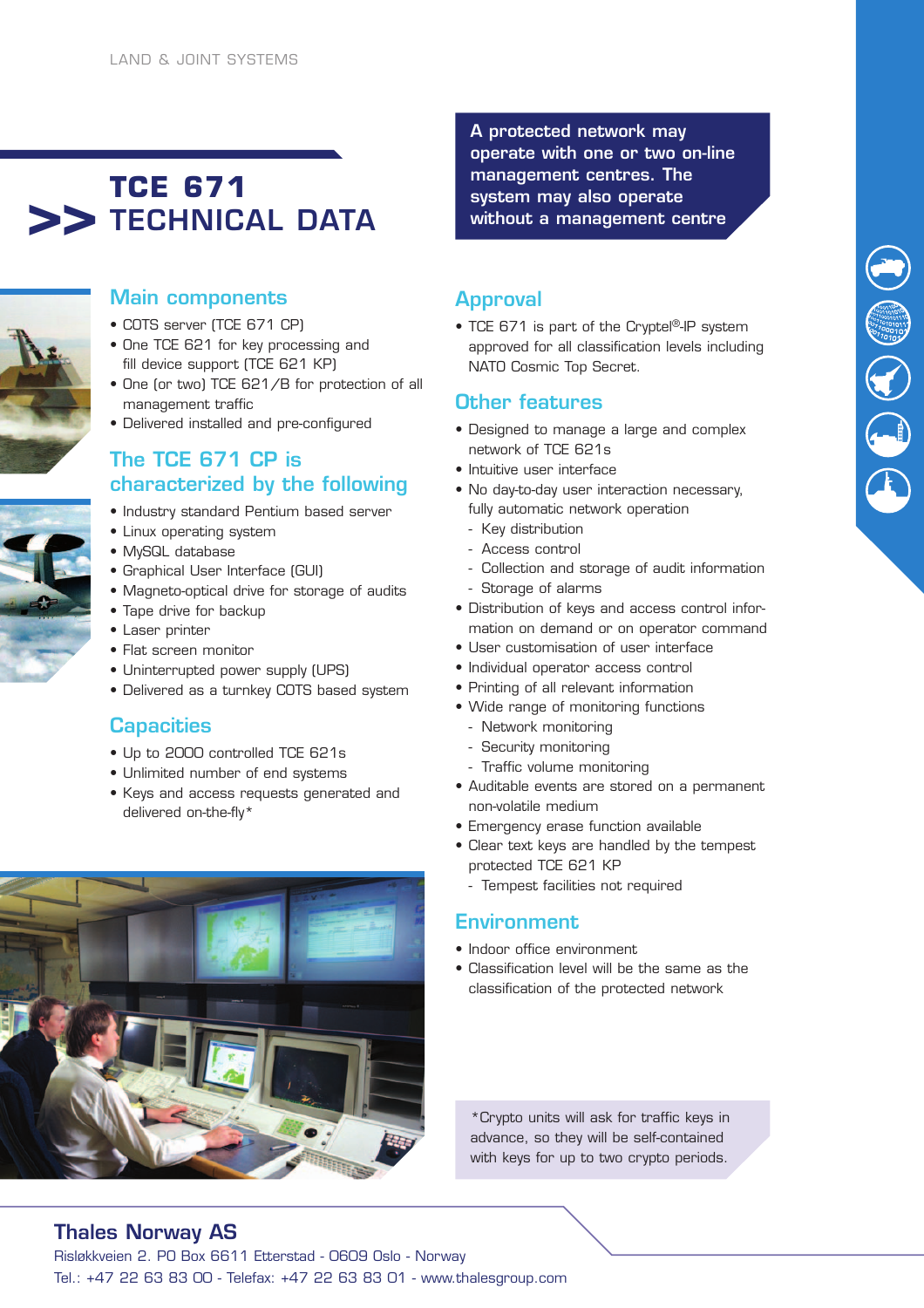LAND & JOINT SYSTEMS

# TCE 671 TECHNICAL DATA

A protected network may operate with one or two on-line management centres. The system may also operate without a management centre

## Main components

- COTS server (TCE 671 CP)
- One TCE 621 for key processing and fill device support (TCE 621 KP)
- One (or two) TCE 621/B for protection of all management traffic
- Delivered installed and pre-configured

## The TCE 671 CP is characterized by the following

- Industry standard Pentium based server
- Linux operating system
- MySQL database
- Graphical User Interface (GUI)
- Magneto-optical drive for storage of audits
- Tape drive for backup
- Laser printer
- Flat screen monitor
- Uninterrupted power supply (UPS)
- Delivered as a turnkey COTS based system

## Capacities

- Up to 2000 controlled TCE 621s
- Unlimited number of end systems
- Keys and access requests generated and delivered on-the-fly*

## Approval

- TCE 671 is part of the Cryptel®-IP system approved for all classification levels including NATO Cosmic Top Secret.

## Other features

- Designed to manage a large and complex network of TCE 621s
- Intuitive user interface
- No day-to-day user interaction necessary, fully automatic network operation
  - Key distribution
  - Access control
  - Collection and storage of audit information
  - Storage of alarms
- Distribution of keys and access control information on demand or on operator command
- User customisation of user interface
- Individual operator access control
- Printing of all relevant information
- Wide range of monitoring functions
  - Network monitoring
  - Security monitoring
  - Traffic volume monitoring
- Auditable events are stored on a permanent non-volatile medium
- Emergency erase function available
- Clear text keys are handled by the tempest protected TCE 621 KP
  - Tempest facilities not required

## Environment

- Indoor office environment
- Classification level will be the same as the classification of the protected network

*Crypto units will ask for traffic keys in advance, so they will be self-contained with keys for up to two crypto periods.

**Thales Norway AS**
Risløkkveien 2. PO Box 6611 Etterstad - 0609 Oslo - Norway
Tel.: +47 22 63 83 00 - Telefax: +47 22 63 83 01 - www.thalesgroup.com